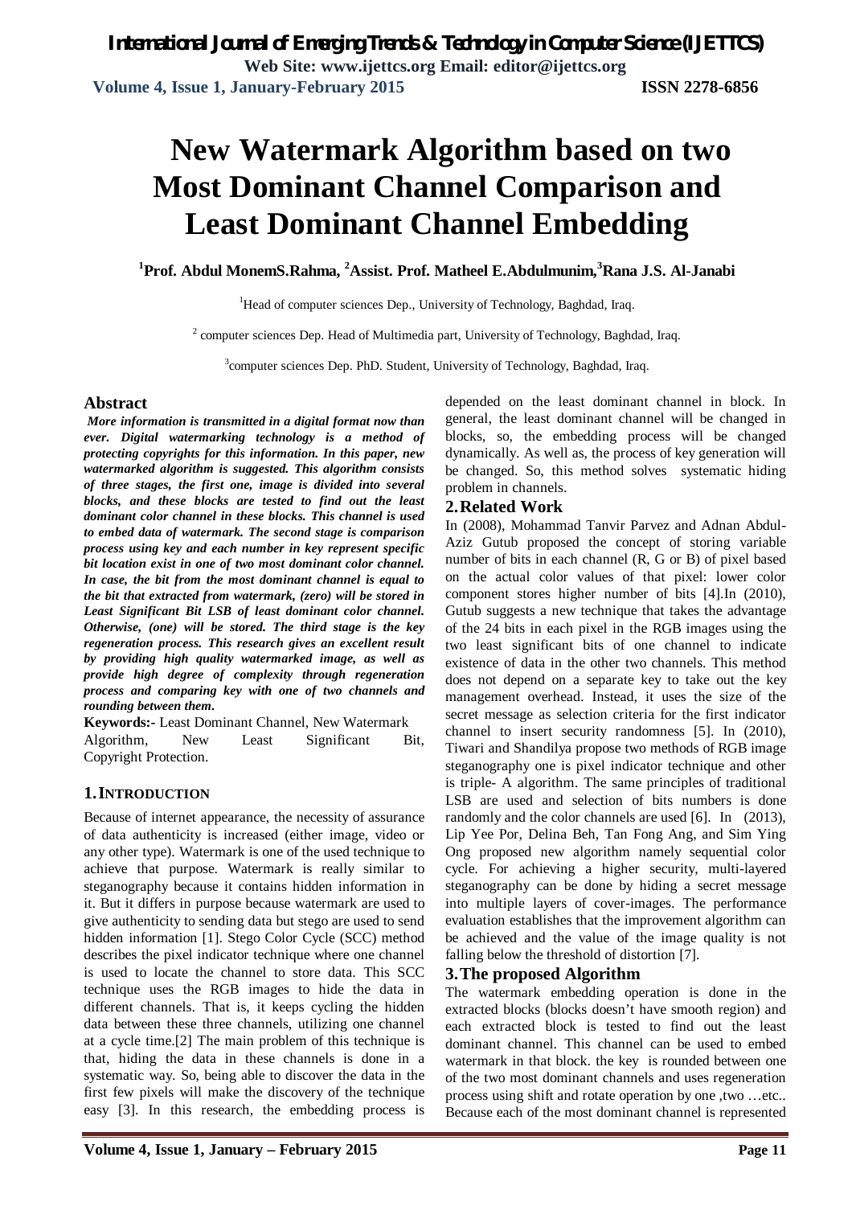# New Watermark Algorithm based on two Most Dominant Channel Comparison and Least Dominant Channel Embedding

[1]Prof. Abdul MonemS.Rahma, [2]Assist. Prof. Matheel E.Abdulmunim,[3]Rana J.S. Al-Janabi

[1]Head of computer sciences Dep., University of Technology, Baghdad, Iraq.

[2] computer sciences Dep. Head of Multimedia part, University of Technology, Baghdad, Iraq.

[3]computer sciences Dep. PhD. Student, University of Technology, Baghdad, Iraq.

## Abstract

***More information is transmitted in a digital format now than ever. Digital watermarking technology is a method of protecting copyrights for this information. In this paper, new watermarked algorithm is suggested. This algorithm consists of three stages, the first one, image is divided into several blocks, and these blocks are tested to find out the least dominant color channel in these blocks. This channel is used to embed data of watermark. The second stage is comparison process using key and each number in key represent specific bit location exist in one of two most dominant color channel. In case, the bit from the most dominant channel is equal to the bit that extracted from watermark, (zero) will be stored in Least Significant Bit LSB of least dominant color channel. Otherwise, (one) will be stored. The third stage is the key regeneration process. This research gives an excellent result by providing high quality watermarked image, as well as provide high degree of complexity through regeneration process and comparing key with one of two channels and rounding between them.***

**Keywords:-** Least Dominant Channel, New Watermark Algorithm, New Least Significant Bit, Copyright Protection.

## 1. INTRODUCTION

Because of internet appearance, the necessity of assurance of data authenticity is increased (either image, video or any other type). Watermark is one of the used technique to achieve that purpose. Watermark is really similar to steganography because it contains hidden information in it. But it differs in purpose because watermark are used to give authenticity to sending data but stego are used to send hidden information [1]. Stego Color Cycle (SCC) method describes the pixel indicator technique where one channel is used to locate the channel to store data. This SCC technique uses the RGB images to hide the data in different channels. That is, it keeps cycling the hidden data between these three channels, utilizing one channel at a cycle time.[2] The main problem of this technique is that, hiding the data in these channels is done in a systematic way. So, being able to discover the data in the first few pixels will make the discovery of the technique easy [3]. In this research, the embedding process is depended on the least dominant channel in block. In general, the least dominant channel will be changed in blocks, so, the embedding process will be changed dynamically. As well as, the process of key generation will be changed. So, this method solves systematic hiding problem in channels.

## 2. Related Work

In (2008), Mohammad Tanvir Parvez and Adnan Abdul-Aziz Gutub proposed the concept of storing variable number of bits in each channel (R, G or B) of pixel based on the actual color values of that pixel: lower color component stores higher number of bits [4].In (2010), Gutub suggests a new technique that takes the advantage of the 24 bits in each pixel in the RGB images using the two least significant bits of one channel to indicate existence of data in the other two channels. This method does not depend on a separate key to take out the key management overhead. Instead, it uses the size of the secret message as selection criteria for the first indicator channel to insert security randomness [5]. In (2010), Tiwari and Shandilya propose two methods of RGB image steganography one is pixel indicator technique and other is triple- A algorithm. The same principles of traditional LSB are used and selection of bits numbers is done randomly and the color channels are used [6]. In (2013), Lip Yee Por, Delina Beh, Tan Fong Ang, and Sim Ying Ong proposed new algorithm namely sequential color cycle. For achieving a higher security, multi-layered steganography can be done by hiding a secret message into multiple layers of cover-images. The performance evaluation establishes that the improvement algorithm can be achieved and the value of the image quality is not falling below the threshold of distortion [7].

## 3. The proposed Algorithm

The watermark embedding operation is done in the extracted blocks (blocks doesn't have smooth region) and each extracted block is tested to find out the least dominant channel. This channel can be used to embed watermark in that block. the key is rounded between one of the two most dominant channels and uses regeneration process using shift and rotate operation by one ,two …etc.. Because each of the most dominant channel is represented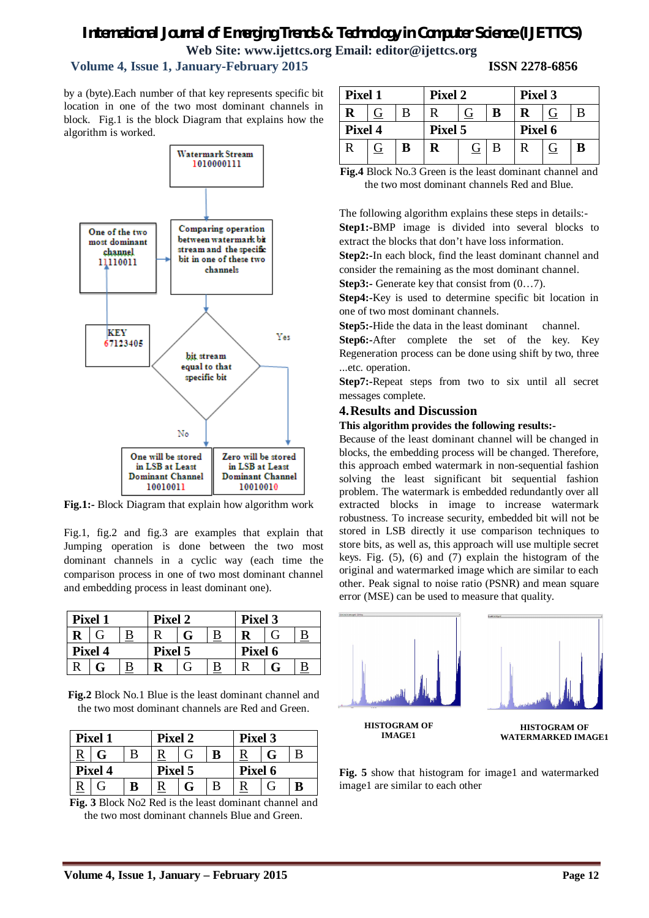by a (byte).Each number of that key represents specific bit location in one of the two most dominant channels in block. Fig.1 is the block Diagram that explains how the algorithm is worked.

**Fig.1:-** Block Diagram that explain how algorithm work

Fig.1, fig.2 and fig.3 are examples that explain that Jumping operation is done between the two most dominant channels in a cyclic way (each time the comparison process in one of two most dominant channel and embedding process in least dominant one).

| Pixel 1 | | | Pixel 2 | | | Pixel 3 | | |
|---|---|---|---|---|---|---|---|---|
| **R** | G | B | R | **G** | B | **R** | G | B |
| **Pixel 4** | | | **Pixel 5** | | | **Pixel 6** | | |
| R | **G** | B | **R** | G | B | R | **G** | B |

**Fig.2** Block No.1 Blue is the least dominant channel and the two most dominant channels are Red and Green.

| Pixel 1 | | | Pixel 2 | | | Pixel 3 | | |
|---|---|---|---|---|---|---|---|---|
| R | **G** | B | R | G | **B** | R | **G** | B |
| **Pixel 4** | | | **Pixel 5** | | | **Pixel 6** | | |
| R | G | **B** | R | **G** | B | R | G | **B** |

**Fig. 3** Block No2 Red is the least dominant channel and the two most dominant channels Blue and Green.

| Pixel 1 | | | Pixel 2 | | | Pixel 3 | | |
|---|---|---|---|---|---|---|---|---|
| **R** | G | B | R | G | **B** | **R** | G | B |
| **Pixel 4** | | | **Pixel 5** | | | **Pixel 6** | | |
| R | G | **B** | **R** | G | B | R | G | **B** |

**Fig.4** Block No.3 Green is the least dominant channel and the two most dominant channels Red and Blue.

The following algorithm explains these steps in details:-

**Step1:-**BMP image is divided into several blocks to extract the blocks that don't have loss information.

**Step2:-**In each block, find the least dominant channel and consider the remaining as the most dominant channel.

**Step3:-** Generate key that consist from (0…7).

**Step4:-**Key is used to determine specific bit location in one of two most dominant channels.

**Step5:-**Hide the data in the least dominant channel.

**Step6:-**After complete the set of the key. Key Regeneration process can be done using shift by two, three ...etc. operation.

**Step7:-**Repeat steps from two to six until all secret messages complete.

## 4. Results and Discussion

**This algorithm provides the following results:-**

Because of the least dominant channel will be changed in blocks, the embedding process will be changed. Therefore, this approach embed watermark in non-sequential fashion solving the least significant bit sequential fashion problem. The watermark is embedded redundantly over all extracted blocks in image to increase watermark robustness. To increase security, embedded bit will not be stored in LSB directly it use comparison techniques to store bits, as well as, this approach will use multiple secret keys. Fig. (5), (6) and (7) explain the histogram of the original and watermarked image which are similar to each other. Peak signal to noise ratio (PSNR) and mean square error (MSE) can be used to measure that quality.

HISTOGRAM OF IMAGE1

HISTOGRAM OF WATERMARKED IMAGE1

**Fig. 5** show that histogram for image1 and watermarked image1 are similar to each other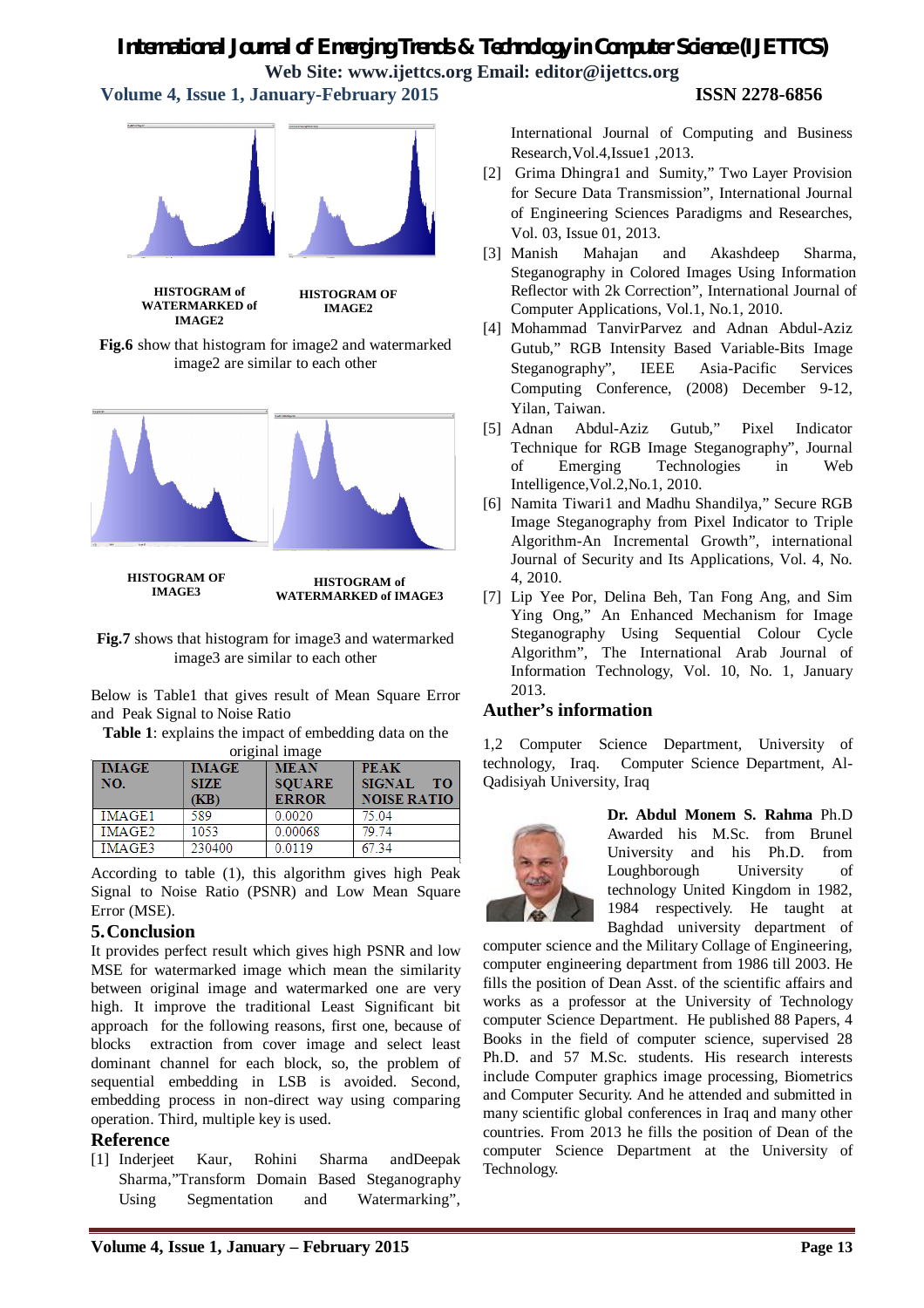HISTOGRAM of WATERMARKED of IMAGE2

HISTOGRAM OF IMAGE2

**Fig.6** show that histogram for image2 and watermarked image2 are similar to each other

HISTOGRAM OF IMAGE3

HISTOGRAM of WATERMARKED of IMAGE3

**Fig.7** shows that histogram for image3 and watermarked image3 are similar to each other

Below is Table1 that gives result of Mean Square Error and Peak Signal to Noise Ratio

**Table 1**: explains the impact of embedding data on the original image

| IMAGE NO. | IMAGE SIZE (KB) | MEAN SQUARE ERROR | PEAK SIGNAL TO NOISE RATIO |
|---|---|---|---|
| IMAGE1 | 589 | 0.0020 | 75.04 |
| IMAGE2 | 1053 | 0.00068 | 79.74 |
| IMAGE3 | 230400 | 0.0119 | 67.34 |

According to table (1), this algorithm gives high Peak Signal to Noise Ratio (PSNR) and Low Mean Square Error (MSE).

## 5. Conclusion

It provides perfect result which gives high PSNR and low MSE for watermarked image which mean the similarity between original image and watermarked one are very high. It improve the traditional Least Significant bit approach for the following reasons, first one, because of blocks extraction from cover image and select least dominant channel for each block, so, the problem of sequential embedding in LSB is avoided. Second, embedding process in non-direct way using comparing operation. Third, multiple key is used.

## Reference

[1] Inderjeet Kaur, Rohini Sharma andDeepak Sharma,"Transform Domain Based Steganography Using Segmentation and Watermarking", International Journal of Computing and Business Research,Vol.4,Issue1 ,2013.

[2] Grima Dhingra1 and Sumity," Two Layer Provision for Secure Data Transmission", International Journal of Engineering Sciences Paradigms and Researches, Vol. 03, Issue 01, 2013.

[3] Manish Mahajan and Akashdeep Sharma, Steganography in Colored Images Using Information Reflector with 2k Correction", International Journal of Computer Applications, Vol.1, No.1, 2010.

[4] Mohammad TanvirParvez and Adnan Abdul-Aziz Gutub," RGB Intensity Based Variable-Bits Image Steganography", IEEE Asia-Pacific Services Computing Conference, (2008) December 9-12, Yilan, Taiwan.

[5] Adnan Abdul-Aziz Gutub," Pixel Indicator Technique for RGB Image Steganography", Journal of Emerging Technologies in Web Intelligence,Vol.2,No.1, 2010.

[6] Namita Tiwari1 and Madhu Shandilya," Secure RGB Image Steganography from Pixel Indicator to Triple Algorithm-An Incremental Growth", international Journal of Security and Its Applications, Vol. 4, No. 4, 2010.

[7] Lip Yee Por, Delina Beh, Tan Fong Ang, and Sim Ying Ong," An Enhanced Mechanism for Image Steganography Using Sequential Colour Cycle Algorithm", The International Arab Journal of Information Technology, Vol. 10, No. 1, January 2013.

## Auther's information

1,2 Computer Science Department, University of technology, Iraq. Computer Science Department, Al-Qadisiyah University, Iraq

**Dr. Abdul Monem S. Rahma** Ph.D Awarded his M.Sc. from Brunel University and his Ph.D. from Loughborough University of technology United Kingdom in 1982, 1984 respectively. He taught at Baghdad university department of computer science and the Military Collage of Engineering, computer engineering department from 1986 till 2003. He fills the position of Dean Asst. of the scientific affairs and works as a professor at the University of Technology computer Science Department. He published 88 Papers, 4 Books in the field of computer science, supervised 28 Ph.D. and 57 M.Sc. students. His research interests include Computer graphics image processing, Biometrics and Computer Security. And he attended and submitted in many scientific global conferences in Iraq and many other countries. From 2013 he fills the position of Dean of the computer Science Department at the University of Technology.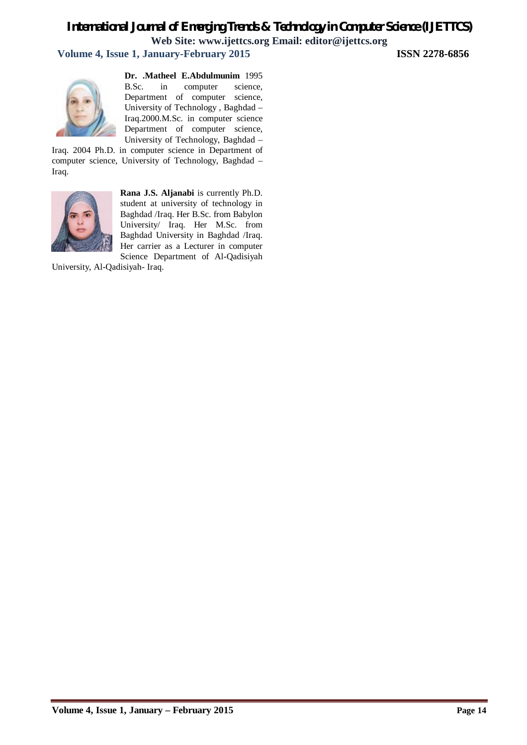**Dr. .Matheel E.Abdulmunim** 1995 B.Sc. in computer science, Department of computer science, University of Technology , Baghdad – Iraq.2000.M.Sc. in computer science Department of computer science, University of Technology, Baghdad – Iraq. 2004 Ph.D. in computer science in Department of computer science, University of Technology, Baghdad – Iraq.

**Rana J.S. Aljanabi** is currently Ph.D. student at university of technology in Baghdad /Iraq. Her B.Sc. from Babylon University/ Iraq. Her M.Sc. from Baghdad University in Baghdad /Iraq. Her carrier as a Lecturer in computer Science Department of Al-Qadisiyah University, Al-Qadisiyah- Iraq.